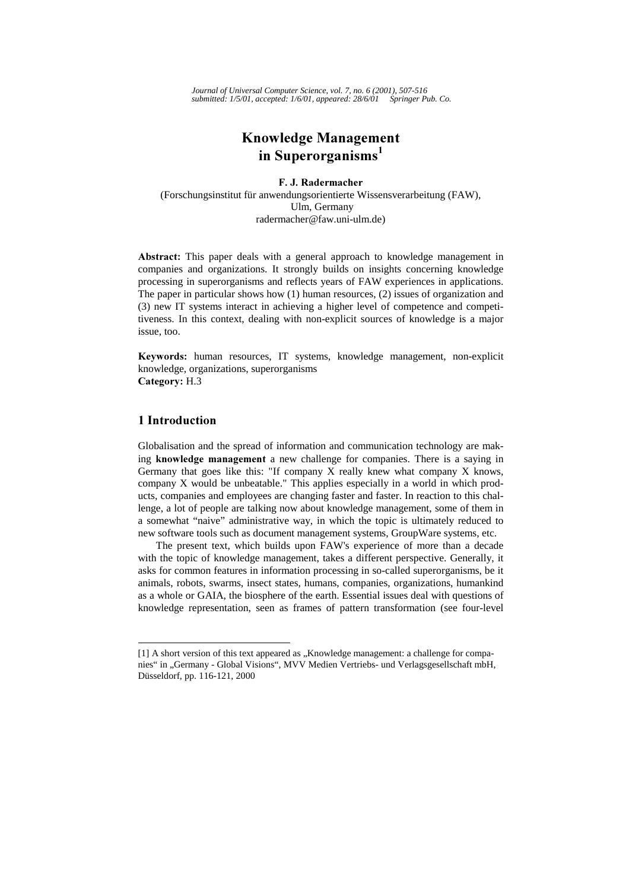# Knowledge Management in Superorganisms[1]

**F. J. Radermacher**
(Forschungsinstitut für anwendungsorientierte Wissensverarbeitung (FAW),
Ulm, Germany
radermacher@faw.uni-ulm.de)

**Abstract:** This paper deals with a general approach to knowledge management in companies and organizations. It strongly builds on insights concerning knowledge processing in superorganisms and reflects years of FAW experiences in applications. The paper in particular shows how (1) human resources, (2) issues of organization and (3) new IT systems interact in achieving a higher level of competence and competitiveness. In this context, dealing with non-explicit sources of knowledge is a major issue, too.

**Keywords:** human resources, IT systems, knowledge management, non-explicit knowledge, organizations, superorganisms
**Category:** H.3

## 1 Introduction

Globalisation and the spread of information and communication technology are making **knowledge management** a new challenge for companies. There is a saying in Germany that goes like this: "If company X really knew what company X knows, company X would be unbeatable." This applies especially in a world in which products, companies and employees are changing faster and faster. In reaction to this challenge, a lot of people are talking now about knowledge management, some of them in a somewhat "naive" administrative way, in which the topic is ultimately reduced to new software tools such as document management systems, GroupWare systems, etc.

The present text, which builds upon FAW's experience of more than a decade with the topic of knowledge management, takes a different perspective. Generally, it asks for common features in information processing in so-called superorganisms, be it animals, robots, swarms, insect states, humans, companies, organizations, humankind as a whole or GAIA, the biosphere of the earth. Essential issues deal with questions of knowledge representation, seen as frames of pattern transformation (see four-level

[1] A short version of this text appeared as „Knowledge management: a challenge for companies" in „Germany - Global Visions", MVV Medien Vertriebs- und Verlagsgesellschaft mbH, Düsseldorf, pp. 116-121, 2000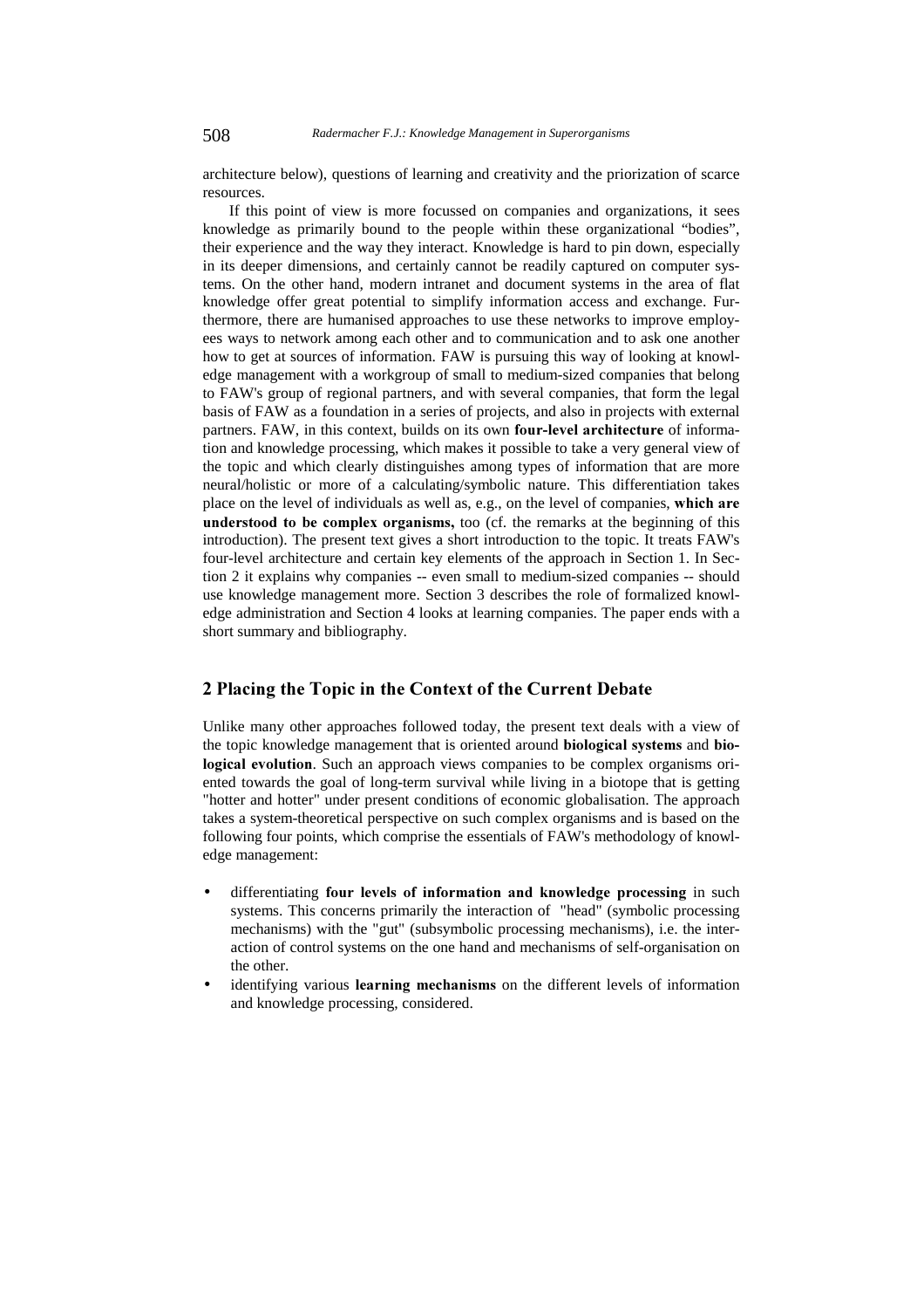architecture below), questions of learning and creativity and the priorization of scarce resources.

If this point of view is more focussed on companies and organizations, it sees knowledge as primarily bound to the people within these organizational "bodies", their experience and the way they interact. Knowledge is hard to pin down, especially in its deeper dimensions, and certainly cannot be readily captured on computer systems. On the other hand, modern intranet and document systems in the area of flat knowledge offer great potential to simplify information access and exchange. Furthermore, there are humanised approaches to use these networks to improve employees ways to network among each other and to communication and to ask one another how to get at sources of information. FAW is pursuing this way of looking at knowledge management with a workgroup of small to medium-sized companies that belong to FAW's group of regional partners, and with several companies, that form the legal basis of FAW as a foundation in a series of projects, and also in projects with external partners. FAW, in this context, builds on its own **four-level architecture** of information and knowledge processing, which makes it possible to take a very general view of the topic and which clearly distinguishes among types of information that are more neural/holistic or more of a calculating/symbolic nature. This differentiation takes place on the level of individuals as well as, e.g., on the level of companies, **which are understood to be complex organisms,** too (cf. the remarks at the beginning of this introduction). The present text gives a short introduction to the topic. It treats FAW's four-level architecture and certain key elements of the approach in Section 1. In Section 2 it explains why companies -- even small to medium-sized companies -- should use knowledge management more. Section 3 describes the role of formalized knowledge administration and Section 4 looks at learning companies. The paper ends with a short summary and bibliography.

## 2 Placing the Topic in the Context of the Current Debate

Unlike many other approaches followed today, the present text deals with a view of the topic knowledge management that is oriented around **biological systems** and **biological evolution**. Such an approach views companies to be complex organisms oriented towards the goal of long-term survival while living in a biotope that is getting "hotter and hotter" under present conditions of economic globalisation. The approach takes a system-theoretical perspective on such complex organisms and is based on the following four points, which comprise the essentials of FAW's methodology of knowledge management:

- differentiating **four levels of information and knowledge processing** in such systems. This concerns primarily the interaction of "head" (symbolic processing mechanisms) with the "gut" (subsymbolic processing mechanisms), i.e. the interaction of control systems on the one hand and mechanisms of self-organisation on the other.
- identifying various **learning mechanisms** on the different levels of information and knowledge processing, considered.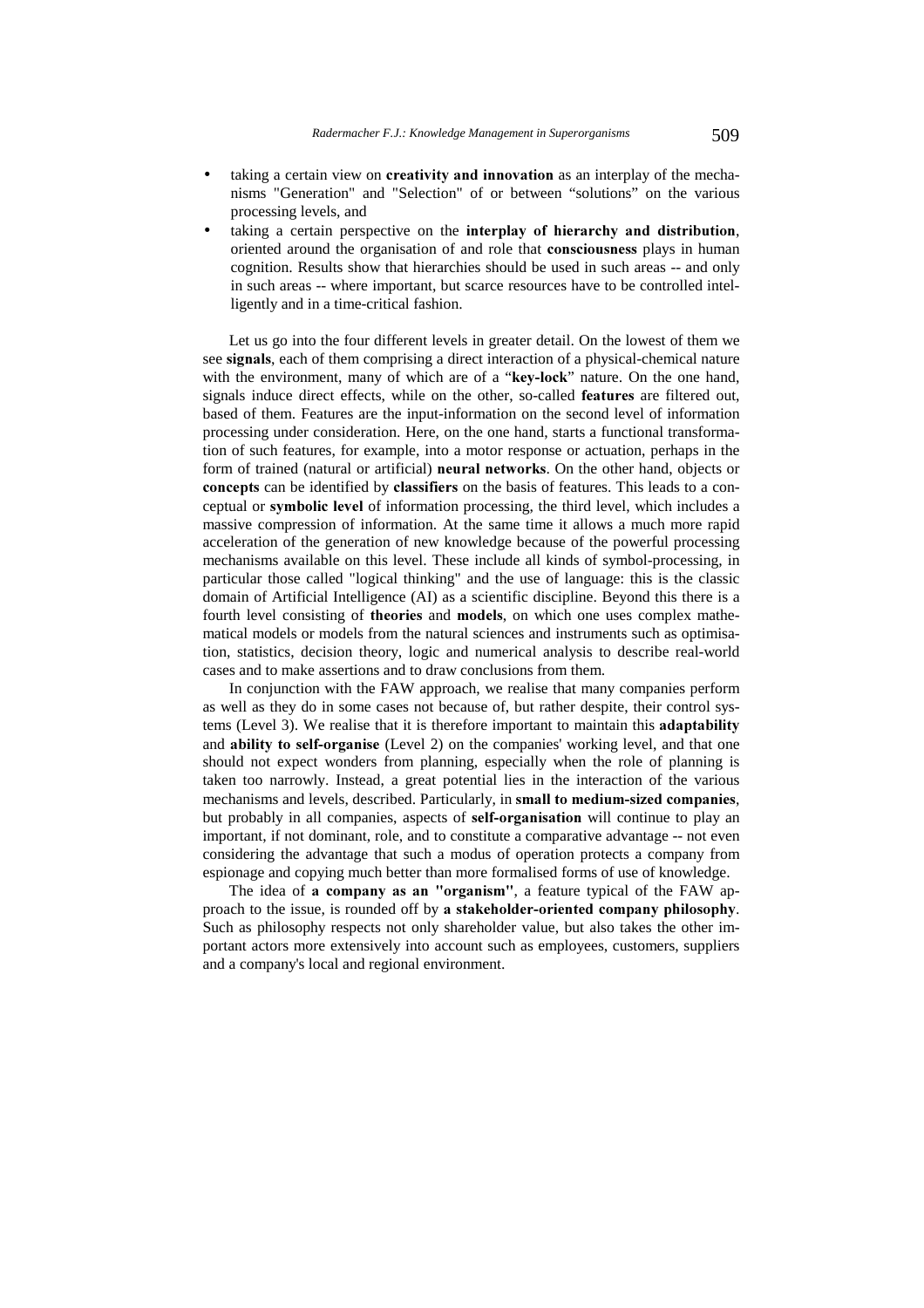- taking a certain view on **creativity and innovation** as an interplay of the mechanisms "Generation" and "Selection" of or between "solutions" on the various processing levels, and
- taking a certain perspective on the **interplay of hierarchy and distribution**, oriented around the organisation of and role that **consciousness** plays in human cognition. Results show that hierarchies should be used in such areas -- and only in such areas -- where important, but scarce resources have to be controlled intelligently and in a time-critical fashion.

Let us go into the four different levels in greater detail. On the lowest of them we see **signals**, each of them comprising a direct interaction of a physical-chemical nature with the environment, many of which are of a "**key-lock**" nature. On the one hand, signals induce direct effects, while on the other, so-called **features** are filtered out, based of them. Features are the input-information on the second level of information processing under consideration. Here, on the one hand, starts a functional transformation of such features, for example, into a motor response or actuation, perhaps in the form of trained (natural or artificial) **neural networks**. On the other hand, objects or **concepts** can be identified by **classifiers** on the basis of features. This leads to a conceptual or **symbolic level** of information processing, the third level, which includes a massive compression of information. At the same time it allows a much more rapid acceleration of the generation of new knowledge because of the powerful processing mechanisms available on this level. These include all kinds of symbol-processing, in particular those called "logical thinking" and the use of language: this is the classic domain of Artificial Intelligence (AI) as a scientific discipline. Beyond this there is a fourth level consisting of **theories** and **models**, on which one uses complex mathematical models or models from the natural sciences and instruments such as optimisation, statistics, decision theory, logic and numerical analysis to describe real-world cases and to make assertions and to draw conclusions from them.

In conjunction with the FAW approach, we realise that many companies perform as well as they do in some cases not because of, but rather despite, their control systems (Level 3). We realise that it is therefore important to maintain this **adaptability** and **ability to self-organise** (Level 2) on the companies' working level, and that one should not expect wonders from planning, especially when the role of planning is taken too narrowly. Instead, a great potential lies in the interaction of the various mechanisms and levels, described. Particularly, in **small to medium-sized companies**, but probably in all companies, aspects of **self-organisation** will continue to play an important, if not dominant, role, and to constitute a comparative advantage -- not even considering the advantage that such a modus of operation protects a company from espionage and copying much better than more formalised forms of use of knowledge.

The idea of **a company as an "organism"**, a feature typical of the FAW approach to the issue, is rounded off by **a stakeholder-oriented company philosophy**. Such as philosophy respects not only shareholder value, but also takes the other important actors more extensively into account such as employees, customers, suppliers and a company's local and regional environment.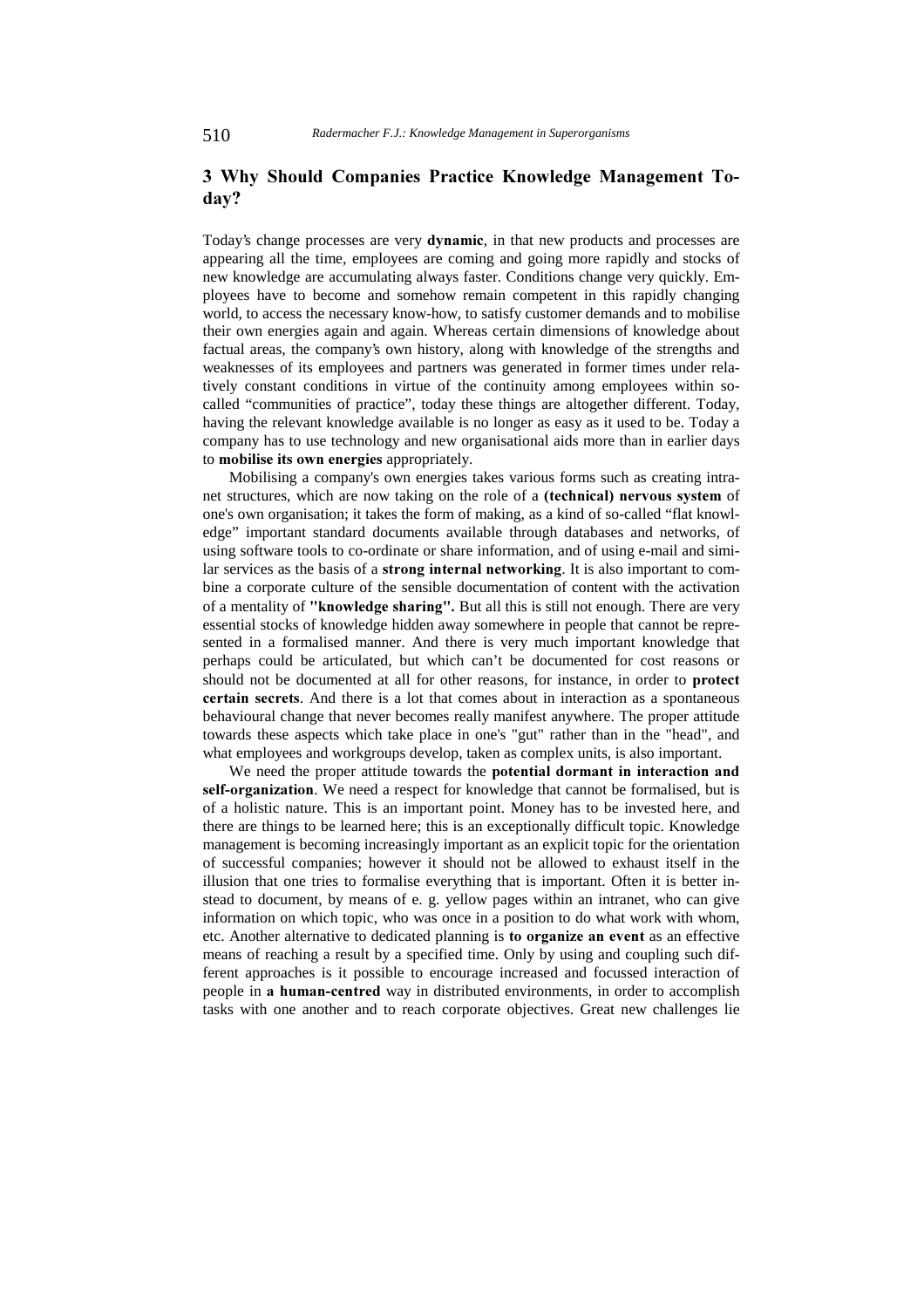## 3 Why Should Companies Practice Knowledge Management Today?

Today's change processes are very **dynamic**, in that new products and processes are appearing all the time, employees are coming and going more rapidly and stocks of new knowledge are accumulating always faster. Conditions change very quickly. Employees have to become and somehow remain competent in this rapidly changing world, to access the necessary know-how, to satisfy customer demands and to mobilise their own energies again and again. Whereas certain dimensions of knowledge about factual areas, the company's own history, along with knowledge of the strengths and weaknesses of its employees and partners was generated in former times under relatively constant conditions in virtue of the continuity among employees within so-called "communities of practice", today these things are altogether different. Today, having the relevant knowledge available is no longer as easy as it used to be. Today a company has to use technology and new organisational aids more than in earlier days to **mobilise its own energies** appropriately.

Mobilising a company's own energies takes various forms such as creating intranet structures, which are now taking on the role of a **(technical) nervous system** of one's own organisation; it takes the form of making, as a kind of so-called "flat knowledge" important standard documents available through databases and networks, of using software tools to co-ordinate or share information, and of using e-mail and similar services as the basis of a **strong internal networking**. It is also important to combine a corporate culture of the sensible documentation of content with the activation of a mentality of **"knowledge sharing".** But all this is still not enough. There are very essential stocks of knowledge hidden away somewhere in people that cannot be represented in a formalised manner. And there is very much important knowledge that perhaps could be articulated, but which can't be documented for cost reasons or should not be documented at all for other reasons, for instance, in order to **protect certain secrets**. And there is a lot that comes about in interaction as a spontaneous behavioural change that never becomes really manifest anywhere. The proper attitude towards these aspects which take place in one's "gut" rather than in the "head", and what employees and workgroups develop, taken as complex units, is also important.

We need the proper attitude towards the **potential dormant in interaction and self-organization**. We need a respect for knowledge that cannot be formalised, but is of a holistic nature. This is an important point. Money has to be invested here, and there are things to be learned here; this is an exceptionally difficult topic. Knowledge management is becoming increasingly important as an explicit topic for the orientation of successful companies; however it should not be allowed to exhaust itself in the illusion that one tries to formalise everything that is important. Often it is better instead to document, by means of e. g. yellow pages within an intranet, who can give information on which topic, who was once in a position to do what work with whom, etc. Another alternative to dedicated planning is **to organize an event** as an effective means of reaching a result by a specified time. Only by using and coupling such different approaches is it possible to encourage increased and focussed interaction of people in **a human-centred** way in distributed environments, in order to accomplish tasks with one another and to reach corporate objectives. Great new challenges lie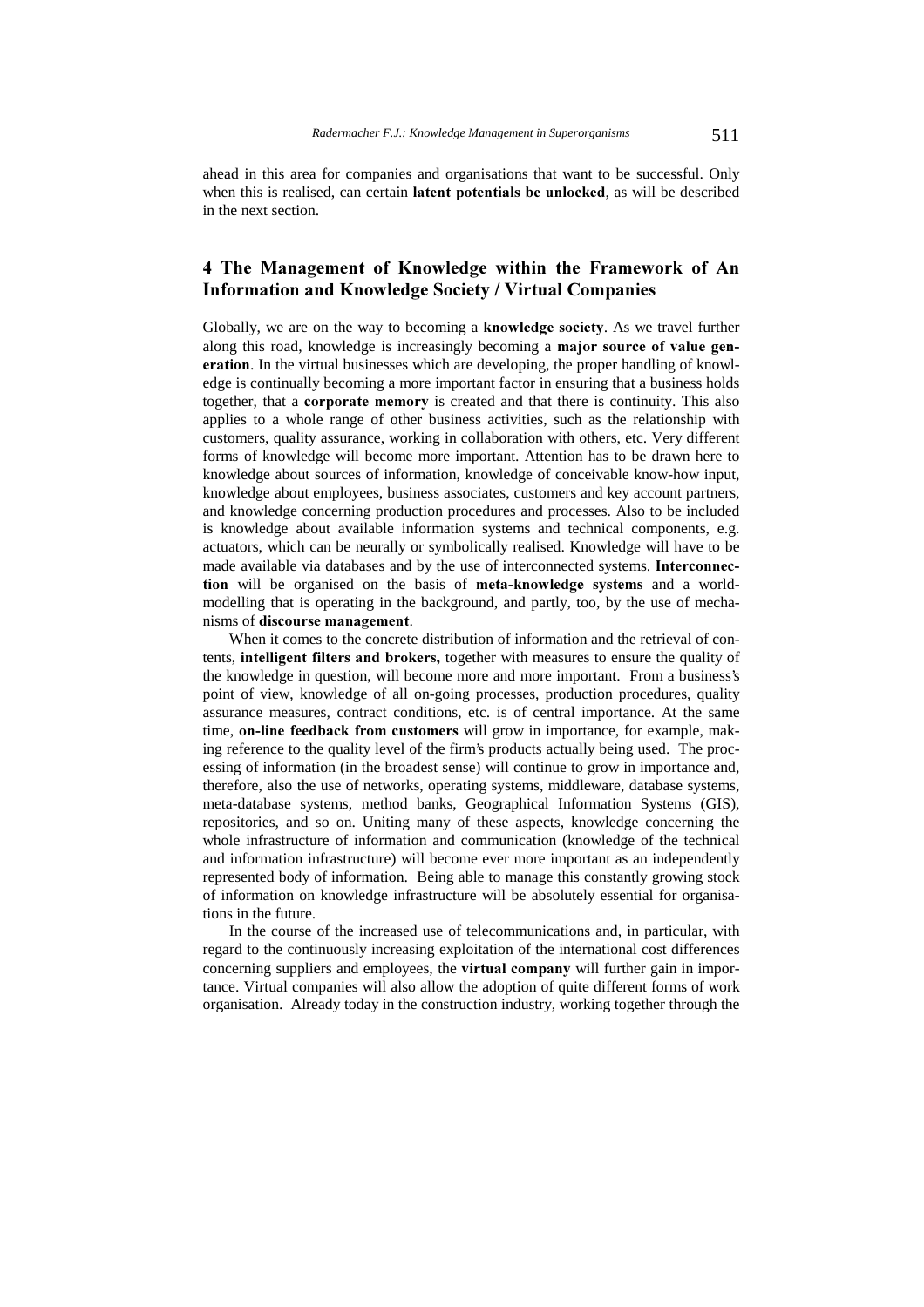ahead in this area for companies and organisations that want to be successful. Only when this is realised, can certain **latent potentials be unlocked**, as will be described in the next section.

## 4 The Management of Knowledge within the Framework of An Information and Knowledge Society / Virtual Companies

Globally, we are on the way to becoming a **knowledge society**. As we travel further along this road, knowledge is increasingly becoming a **major source of value generation**. In the virtual businesses which are developing, the proper handling of knowledge is continually becoming a more important factor in ensuring that a business holds together, that a **corporate memory** is created and that there is continuity. This also applies to a whole range of other business activities, such as the relationship with customers, quality assurance, working in collaboration with others, etc. Very different forms of knowledge will become more important. Attention has to be drawn here to knowledge about sources of information, knowledge of conceivable know-how input, knowledge about employees, business associates, customers and key account partners, and knowledge concerning production procedures and processes. Also to be included is knowledge about available information systems and technical components, e.g. actuators, which can be neurally or symbolically realised. Knowledge will have to be made available via databases and by the use of interconnected systems. **Interconnection** will be organised on the basis of **meta-knowledge systems** and a world-modelling that is operating in the background, and partly, too, by the use of mechanisms of **discourse management**.

When it comes to the concrete distribution of information and the retrieval of contents, **intelligent filters and brokers,** together with measures to ensure the quality of the knowledge in question, will become more and more important. From a business's point of view, knowledge of all on-going processes, production procedures, quality assurance measures, contract conditions, etc. is of central importance. At the same time, **on-line feedback from customers** will grow in importance, for example, making reference to the quality level of the firm's products actually being used. The processing of information (in the broadest sense) will continue to grow in importance and, therefore, also the use of networks, operating systems, middleware, database systems, meta-database systems, method banks, Geographical Information Systems (GIS), repositories, and so on. Uniting many of these aspects, knowledge concerning the whole infrastructure of information and communication (knowledge of the technical and information infrastructure) will become ever more important as an independently represented body of information. Being able to manage this constantly growing stock of information on knowledge infrastructure will be absolutely essential for organisations in the future.

In the course of the increased use of telecommunications and, in particular, with regard to the continuously increasing exploitation of the international cost differences concerning suppliers and employees, the **virtual company** will further gain in importance. Virtual companies will also allow the adoption of quite different forms of work organisation. Already today in the construction industry, working together through the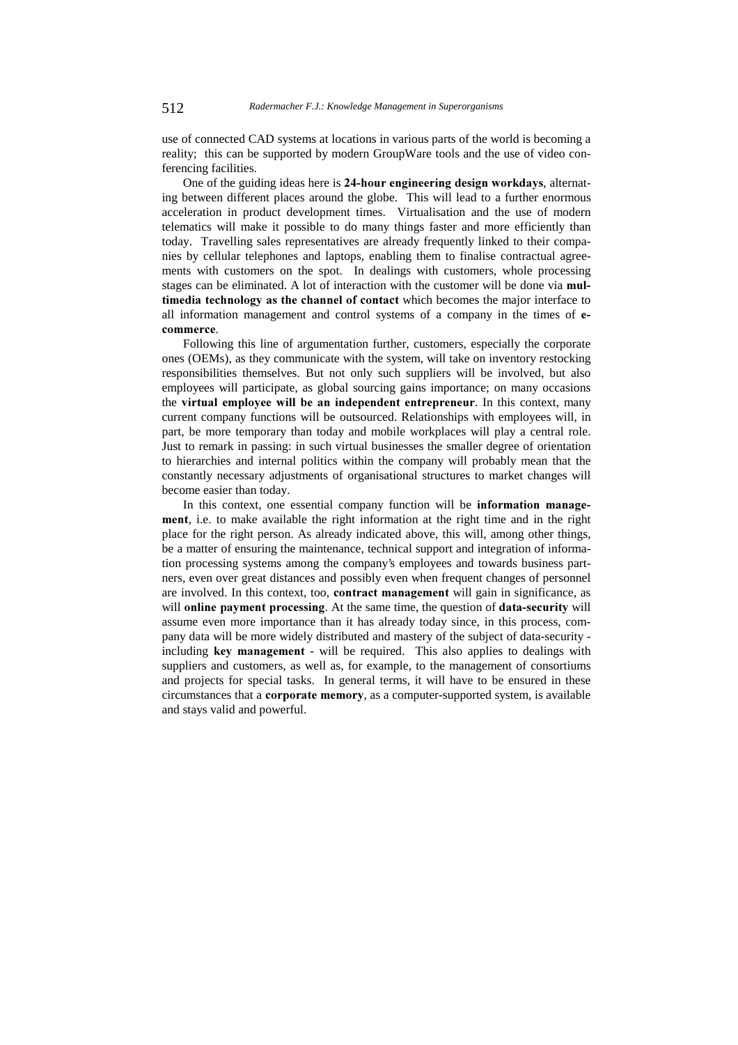use of connected CAD systems at locations in various parts of the world is becoming a reality; this can be supported by modern GroupWare tools and the use of video conferencing facilities.

One of the guiding ideas here is **24-hour engineering design workdays**, alternating between different places around the globe. This will lead to a further enormous acceleration in product development times. Virtualisation and the use of modern telematics will make it possible to do many things faster and more efficiently than today. Travelling sales representatives are already frequently linked to their companies by cellular telephones and laptops, enabling them to finalise contractual agreements with customers on the spot. In dealings with customers, whole processing stages can be eliminated. A lot of interaction with the customer will be done via **multimedia technology as the channel of contact** which becomes the major interface to all information management and control systems of a company in the times of **e-commerce**.

Following this line of argumentation further, customers, especially the corporate ones (OEMs), as they communicate with the system, will take on inventory restocking responsibilities themselves. But not only such suppliers will be involved, but also employees will participate, as global sourcing gains importance; on many occasions the **virtual employee will be an independent entrepreneur**. In this context, many current company functions will be outsourced. Relationships with employees will, in part, be more temporary than today and mobile workplaces will play a central role. Just to remark in passing: in such virtual businesses the smaller degree of orientation to hierarchies and internal politics within the company will probably mean that the constantly necessary adjustments of organisational structures to market changes will become easier than today.

In this context, one essential company function will be **information management**, i.e. to make available the right information at the right time and in the right place for the right person. As already indicated above, this will, among other things, be a matter of ensuring the maintenance, technical support and integration of information processing systems among the company's employees and towards business partners, even over great distances and possibly even when frequent changes of personnel are involved. In this context, too, **contract management** will gain in significance, as will **online payment processing**. At the same time, the question of **data-security** will assume even more importance than it has already today since, in this process, company data will be more widely distributed and mastery of the subject of data-security - including **key management** - will be required. This also applies to dealings with suppliers and customers, as well as, for example, to the management of consortiums and projects for special tasks. In general terms, it will have to be ensured in these circumstances that a **corporate memory**, as a computer-supported system, is available and stays valid and powerful.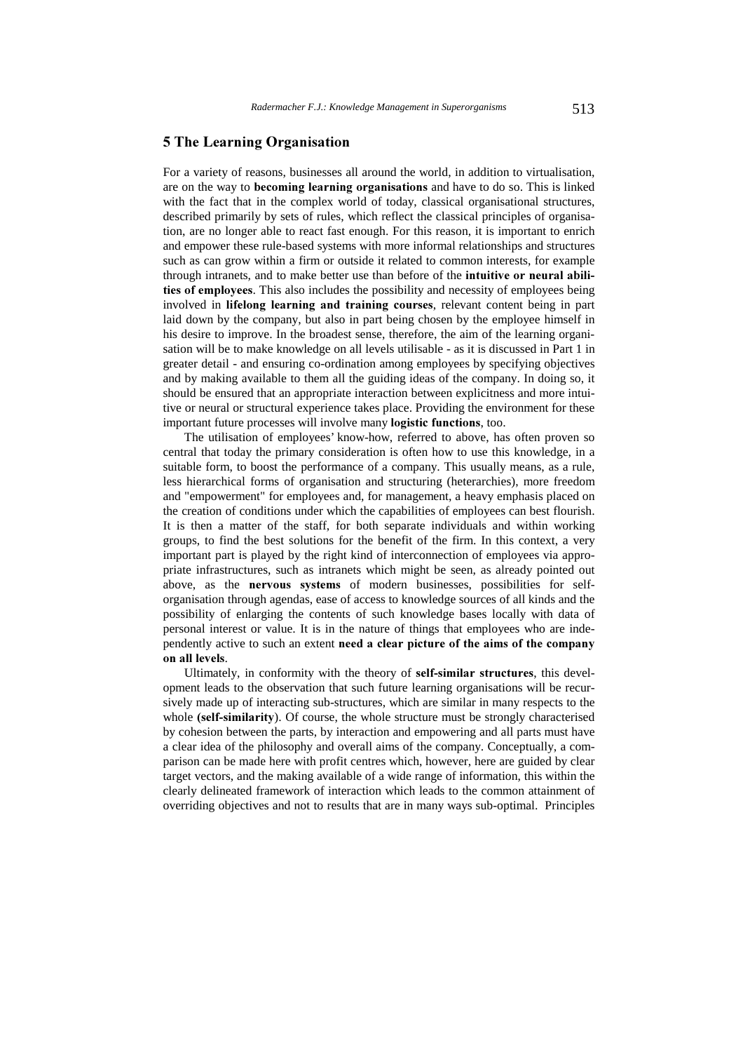## 5 The Learning Organisation

For a variety of reasons, businesses all around the world, in addition to virtualisation, are on the way to **becoming learning organisations** and have to do so. This is linked with the fact that in the complex world of today, classical organisational structures, described primarily by sets of rules, which reflect the classical principles of organisation, are no longer able to react fast enough. For this reason, it is important to enrich and empower these rule-based systems with more informal relationships and structures such as can grow within a firm or outside it related to common interests, for example through intranets, and to make better use than before of the **intuitive or neural abilities of employees**. This also includes the possibility and necessity of employees being involved in **lifelong learning and training courses**, relevant content being in part laid down by the company, but also in part being chosen by the employee himself in his desire to improve. In the broadest sense, therefore, the aim of the learning organisation will be to make knowledge on all levels utilisable - as it is discussed in Part 1 in greater detail - and ensuring co-ordination among employees by specifying objectives and by making available to them all the guiding ideas of the company. In doing so, it should be ensured that an appropriate interaction between explicitness and more intuitive or neural or structural experience takes place. Providing the environment for these important future processes will involve many **logistic functions**, too.

The utilisation of employees' know-how, referred to above, has often proven so central that today the primary consideration is often how to use this knowledge, in a suitable form, to boost the performance of a company. This usually means, as a rule, less hierarchical forms of organisation and structuring (heterarchies), more freedom and "empowerment" for employees and, for management, a heavy emphasis placed on the creation of conditions under which the capabilities of employees can best flourish. It is then a matter of the staff, for both separate individuals and within working groups, to find the best solutions for the benefit of the firm. In this context, a very important part is played by the right kind of interconnection of employees via appropriate infrastructures, such as intranets which might be seen, as already pointed out above, as the **nervous systems** of modern businesses, possibilities for self-organisation through agendas, ease of access to knowledge sources of all kinds and the possibility of enlarging the contents of such knowledge bases locally with data of personal interest or value. It is in the nature of things that employees who are independently active to such an extent **need a clear picture of the aims of the company on all levels**.

Ultimately, in conformity with the theory of **self-similar structures**, this development leads to the observation that such future learning organisations will be recursively made up of interacting sub-structures, which are similar in many respects to the whole **(self-similarity**). Of course, the whole structure must be strongly characterised by cohesion between the parts, by interaction and empowering and all parts must have a clear idea of the philosophy and overall aims of the company. Conceptually, a comparison can be made here with profit centres which, however, here are guided by clear target vectors, and the making available of a wide range of information, this within the clearly delineated framework of interaction which leads to the common attainment of overriding objectives and not to results that are in many ways sub-optimal. Principles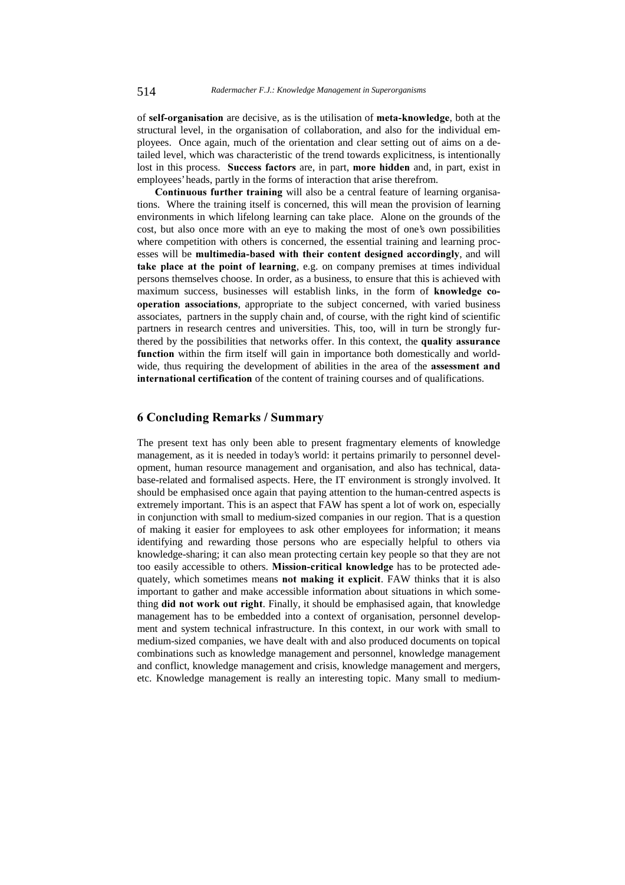of **self-organisation** are decisive, as is the utilisation of **meta-knowledge**, both at the structural level, in the organisation of collaboration, and also for the individual employees. Once again, much of the orientation and clear setting out of aims on a detailed level, which was characteristic of the trend towards explicitness, is intentionally lost in this process. **Success factors** are, in part, **more hidden** and, in part, exist in employees' heads, partly in the forms of interaction that arise therefrom.

**Continuous further training** will also be a central feature of learning organisations. Where the training itself is concerned, this will mean the provision of learning environments in which lifelong learning can take place. Alone on the grounds of the cost, but also once more with an eye to making the most of one's own possibilities where competition with others is concerned, the essential training and learning processes will be **multimedia-based with their content designed accordingly**, and will **take place at the point of learning**, e.g. on company premises at times individual persons themselves choose. In order, as a business, to ensure that this is achieved with maximum success, businesses will establish links, in the form of **knowledge co-operation associations**, appropriate to the subject concerned, with varied business associates, partners in the supply chain and, of course, with the right kind of scientific partners in research centres and universities. This, too, will in turn be strongly furthered by the possibilities that networks offer. In this context, the **quality assurance function** within the firm itself will gain in importance both domestically and worldwide, thus requiring the development of abilities in the area of the **assessment and international certification** of the content of training courses and of qualifications.

## 6 Concluding Remarks / Summary

The present text has only been able to present fragmentary elements of knowledge management, as it is needed in today's world: it pertains primarily to personnel development, human resource management and organisation, and also has technical, database-related and formalised aspects. Here, the IT environment is strongly involved. It should be emphasised once again that paying attention to the human-centred aspects is extremely important. This is an aspect that FAW has spent a lot of work on, especially in conjunction with small to medium-sized companies in our region. That is a question of making it easier for employees to ask other employees for information; it means identifying and rewarding those persons who are especially helpful to others via knowledge-sharing; it can also mean protecting certain key people so that they are not too easily accessible to others. **Mission-critical knowledge** has to be protected adequately, which sometimes means **not making it explicit**. FAW thinks that it is also important to gather and make accessible information about situations in which something **did not work out right**. Finally, it should be emphasised again, that knowledge management has to be embedded into a context of organisation, personnel development and system technical infrastructure. In this context, in our work with small to medium-sized companies, we have dealt with and also produced documents on topical combinations such as knowledge management and personnel, knowledge management and conflict, knowledge management and crisis, knowledge management and mergers, etc. Knowledge management is really an interesting topic. Many small to medium-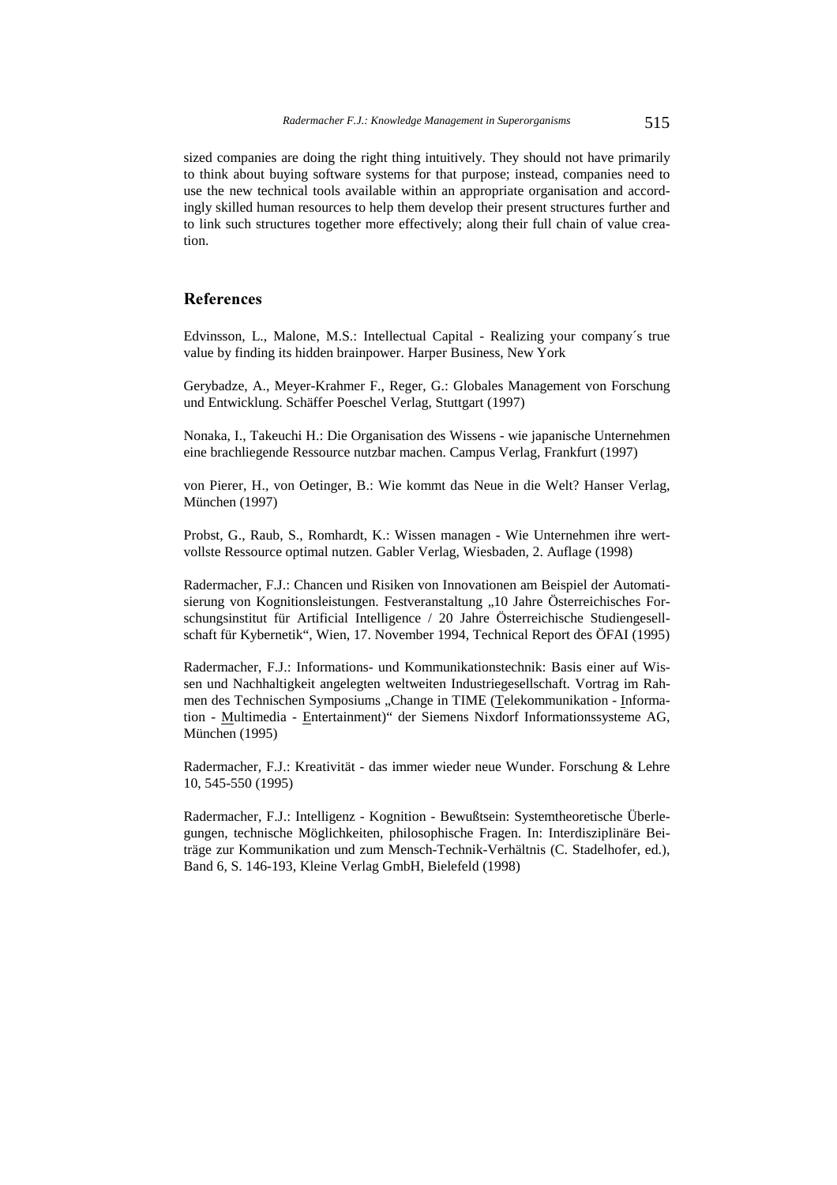sized companies are doing the right thing intuitively. They should not have primarily to think about buying software systems for that purpose; instead, companies need to use the new technical tools available within an appropriate organisation and accordingly skilled human resources to help them develop their present structures further and to link such structures together more effectively; along their full chain of value creation.

## References

Edvinsson, L., Malone, M.S.: Intellectual Capital - Realizing your company´s true value by finding its hidden brainpower. Harper Business, New York

Gerybadze, A., Meyer-Krahmer F., Reger, G.: Globales Management von Forschung und Entwicklung. Schäffer Poeschel Verlag, Stuttgart (1997)

Nonaka, I., Takeuchi H.: Die Organisation des Wissens - wie japanische Unternehmen eine brachliegende Ressource nutzbar machen. Campus Verlag, Frankfurt (1997)

von Pierer, H., von Oetinger, B.: Wie kommt das Neue in die Welt? Hanser Verlag, München (1997)

Probst, G., Raub, S., Romhardt, K.: Wissen managen - Wie Unternehmen ihre wertvollste Ressource optimal nutzen. Gabler Verlag, Wiesbaden, 2. Auflage (1998)

Radermacher, F.J.: Chancen und Risiken von Innovationen am Beispiel der Automatisierung von Kognitionsleistungen. Festveranstaltung „10 Jahre Österreichisches Forschungsinstitut für Artificial Intelligence / 20 Jahre Österreichische Studiengesellschaft für Kybernetik“, Wien, 17. November 1994, Technical Report des ÖFAI (1995)

Radermacher, F.J.: Informations- und Kommunikationstechnik: Basis einer auf Wissen und Nachhaltigkeit angelegten weltweiten Industriegesellschaft. Vortrag im Rahmen des Technischen Symposiums „Change in TIME (Telekommunikation - Information - Multimedia - Entertainment)“ der Siemens Nixdorf Informationssysteme AG, München (1995)

Radermacher, F.J.: Kreativität - das immer wieder neue Wunder. Forschung & Lehre 10, 545-550 (1995)

Radermacher, F.J.: Intelligenz - Kognition - Bewußtsein: Systemtheoretische Überlegungen, technische Möglichkeiten, philosophische Fragen. In: Interdisziplinäre Beiträge zur Kommunikation und zum Mensch-Technik-Verhältnis (C. Stadelhofer, ed.), Band 6, S. 146-193, Kleine Verlag GmbH, Bielefeld (1998)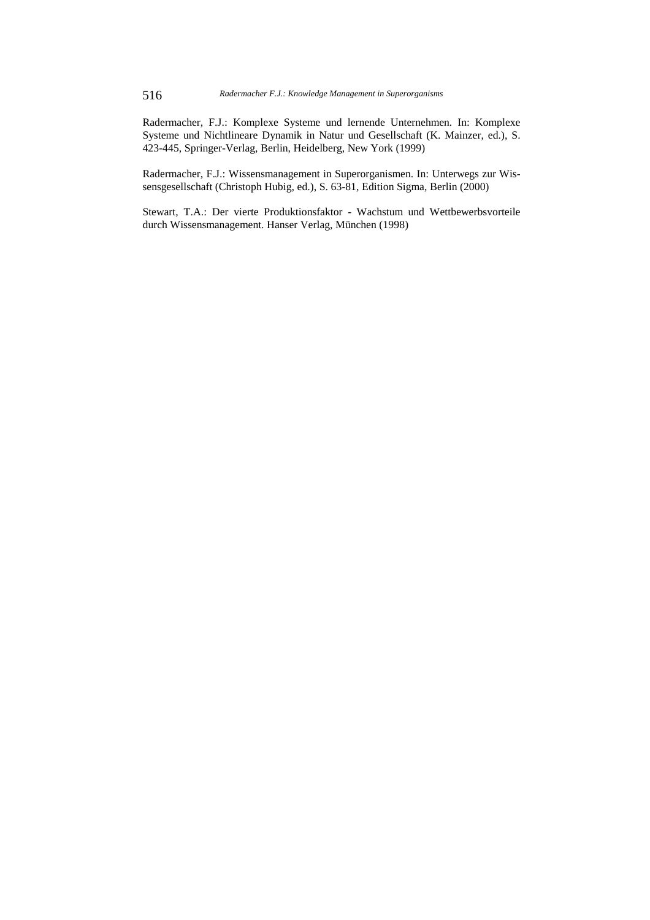Radermacher, F.J.: Komplexe Systeme und lernende Unternehmen. In: Komplexe Systeme und Nichtlineare Dynamik in Natur und Gesellschaft (K. Mainzer, ed.), S. 423-445, Springer-Verlag, Berlin, Heidelberg, New York (1999)

Radermacher, F.J.: Wissensmanagement in Superorganismen. In: Unterwegs zur Wissensgesellschaft (Christoph Hubig, ed.), S. 63-81, Edition Sigma, Berlin (2000)

Stewart, T.A.: Der vierte Produktionsfaktor - Wachstum und Wettbewerbsvorteile durch Wissensmanagement. Hanser Verlag, München (1998)